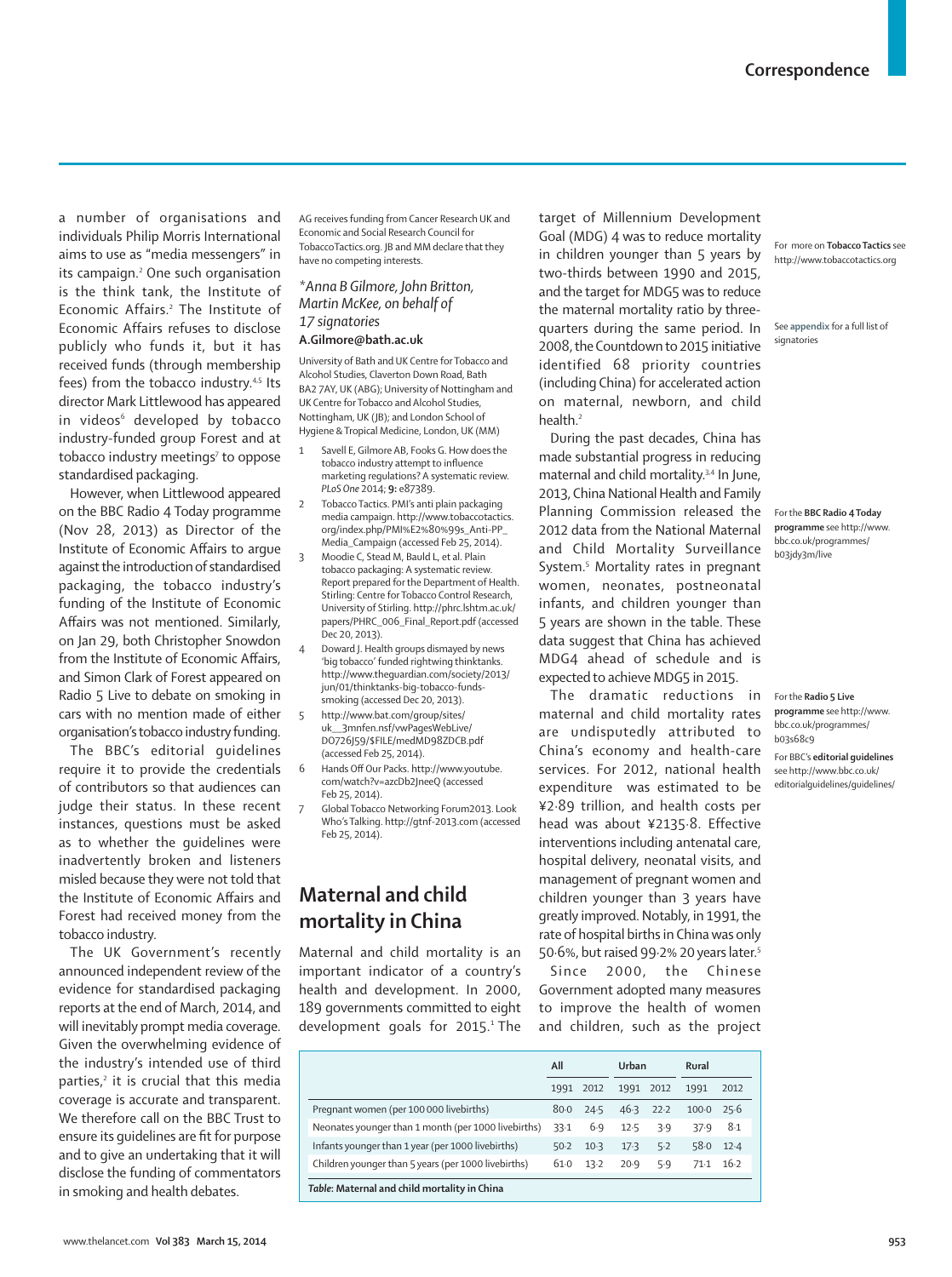a number of organisations and individuals Philip Morris International aims to use as "media messengers" in its campaign.[2] One such organisation is the think tank, the Institute of Economic Affairs.[2] The Institute of Economic Affairs refuses to disclose publicly who funds it, but it has received funds (through membership fees) from the tobacco industry.[4,5] Its director Mark Littlewood has appeared in videos[6] developed by tobacco industry-funded group Forest and at tobacco industry meetings[7] to oppose standardised packaging.

However, when Littlewood appeared on the BBC Radio 4 Today programme (Nov 28, 2013) as Director of the Institute of Economic Affairs to argue against the introduction of standardised packaging, the tobacco industry's funding of the Institute of Economic Affairs was not mentioned. Similarly, on Jan 29, both Christopher Snowdon from the Institute of Economic Affairs, and Simon Clark of Forest appeared on Radio 5 Live to debate on smoking in cars with no mention made of either organisation's tobacco industry funding.

The BBC's editorial guidelines require it to provide the credentials of contributors so that audiences can judge their status. In these recent instances, questions must be asked as to whether the guidelines were inadvertently broken and listeners misled because they were not told that the Institute of Economic Affairs and Forest had received money from the tobacco industry.

The UK Government's recently announced independent review of the evidence for standardised packaging reports at the end of March, 2014, and will inevitably prompt media coverage. Given the overwhelming evidence of the industry's intended use of third parties,[2] it is crucial that this media coverage is accurate and transparent. We therefore call on the BBC Trust to ensure its guidelines are fit for purpose and to give an undertaking that it will disclose the funding of commentators in smoking and health debates.

AG receives funding from Cancer Research UK and Economic and Social Research Council for TobaccoTactics.org. JB and MM declare that they have no competing interests.

*\*Anna B Gilmore, John Britton, Martin McKee, on behalf of 17 signatories*
**A.Gilmore@bath.ac.uk**

University of Bath and UK Centre for Tobacco and Alcohol Studies, Claverton Down Road, Bath BA2 7AY, UK (ABG); University of Nottingham and UK Centre for Tobacco and Alcohol Studies, Nottingham, UK (JB); and London School of Hygiene & Tropical Medicine, London, UK (MM)

1. Savell E, Gilmore AB, Fooks G. How does the tobacco industry attempt to influence marketing regulations? A systematic review. *PLoS One* 2014; **9:** e87389.
2. Tobacco Tactics. PMI's anti plain packaging media campaign. http://www.tobaccotactics.org/index.php/PMI%E2%80%99s_Anti-PP_Media_Campaign (accessed Feb 25, 2014).
3. Moodie C, Stead M, Bauld L, et al. Plain tobacco packaging: A systematic review. Report prepared for the Department of Health. Stirling: Centre for Tobacco Control Research, University of Stirling. http://phrc.lshtm.ac.uk/papers/PHRC_006_Final_Report.pdf (accessed Dec 20, 2013).
4. Doward J. Health groups dismayed by news 'big tobacco' funded rightwing thinktanks. http://www.theguardian.com/society/2013/jun/01/thinktanks-big-tobacco-funds-smoking (accessed Dec 20, 2013).
5. http://www.bat.com/group/sites/uk__3mnfen.nsf/vwPagesWebLive/DO726J59/$FILE/medMD98ZDCB.pdf (accessed Feb 25, 2014).
6. Hands Off Our Packs. http://www.youtube.com/watch?v=azcDb2JneeQ (accessed Feb 25, 2014).
7. Global Tobacco Networking Forum2013. Look Who's Talking. http://gtnf-2013.com (accessed Feb 25, 2014).

For more on **Tobacco Tactics** see http://www.tobaccotactics.org

See **appendix** for a full list of signatories

For the **BBC Radio 4 Today programme** see http://www.bbc.co.uk/programmes/b03jdy3m/live

For the **Radio 5 Live programme** see http://www.bbc.co.uk/programmes/b03s68c9

For BBC's **editorial guidelines** see http://www.bbc.co.uk/editorialguidelines/guidelines/

# Maternal and child mortality in China

Maternal and child mortality is an important indicator of a country's health and development. In 2000, 189 governments committed to eight development goals for 2015.[1] The target of Millennium Development Goal (MDG) 4 was to reduce mortality in children younger than 5 years by two-thirds between 1990 and 2015, and the target for MDG5 was to reduce the maternal mortality ratio by three-quarters during the same period. In 2008, the Countdown to 2015 initiative identified 68 priority countries (including China) for accelerated action on maternal, newborn, and child health.[2]

During the past decades, China has made substantial progress in reducing maternal and child mortality.[3,4] In June, 2013, China National Health and Family Planning Commission released the 2012 data from the National Maternal and Child Mortality Surveillance System.[5] Mortality rates in pregnant women, neonates, postneonatal infants, and children younger than 5 years are shown in the table. These data suggest that China has achieved MDG4 ahead of schedule and is expected to achieve MDG5 in 2015.

The dramatic reductions in maternal and child mortality rates are undisputedly attributed to China's economy and health-care services. For 2012, national health expenditure was estimated to be ¥2·89 trillion, and health costs per head was about ¥2135·8. Effective interventions including antenatal care, hospital delivery, neonatal visits, and management of pregnant women and children younger than 3 years have greatly improved. Notably, in 1991, the rate of hospital births in China was only 50·6%, but raised 99·2% 20 years later.[5]

Since 2000, the Chinese Government adopted many measures to improve the health of women and children, such as the project

| | All | | Urban | | Rural | |
|---|---|---|---|---|---|---|
| | 1991 | 2012 | 1991 | 2012 | 1991 | 2012 |
| Pregnant women (per 100 000 livebirths) | 80·0 | 24·5 | 46·3 | 22·2 | 100·0 | 25·6 |
| Neonates younger than 1 month (per 1000 livebirths) | 33·1 | 6·9 | 12·5 | 3·9 | 37·9 | 8·1 |
| Infants younger than 1 year (per 1000 livebirths) | 50·2 | 10·3 | 17·3 | 5·2 | 58·0 | 12·4 |
| Children younger than 5 years (per 1000 livebirths) | 61·0 | 13·2 | 20·9 | 5·9 | 71·1 | 16·2 |

*Table*: **Maternal and child mortality in China**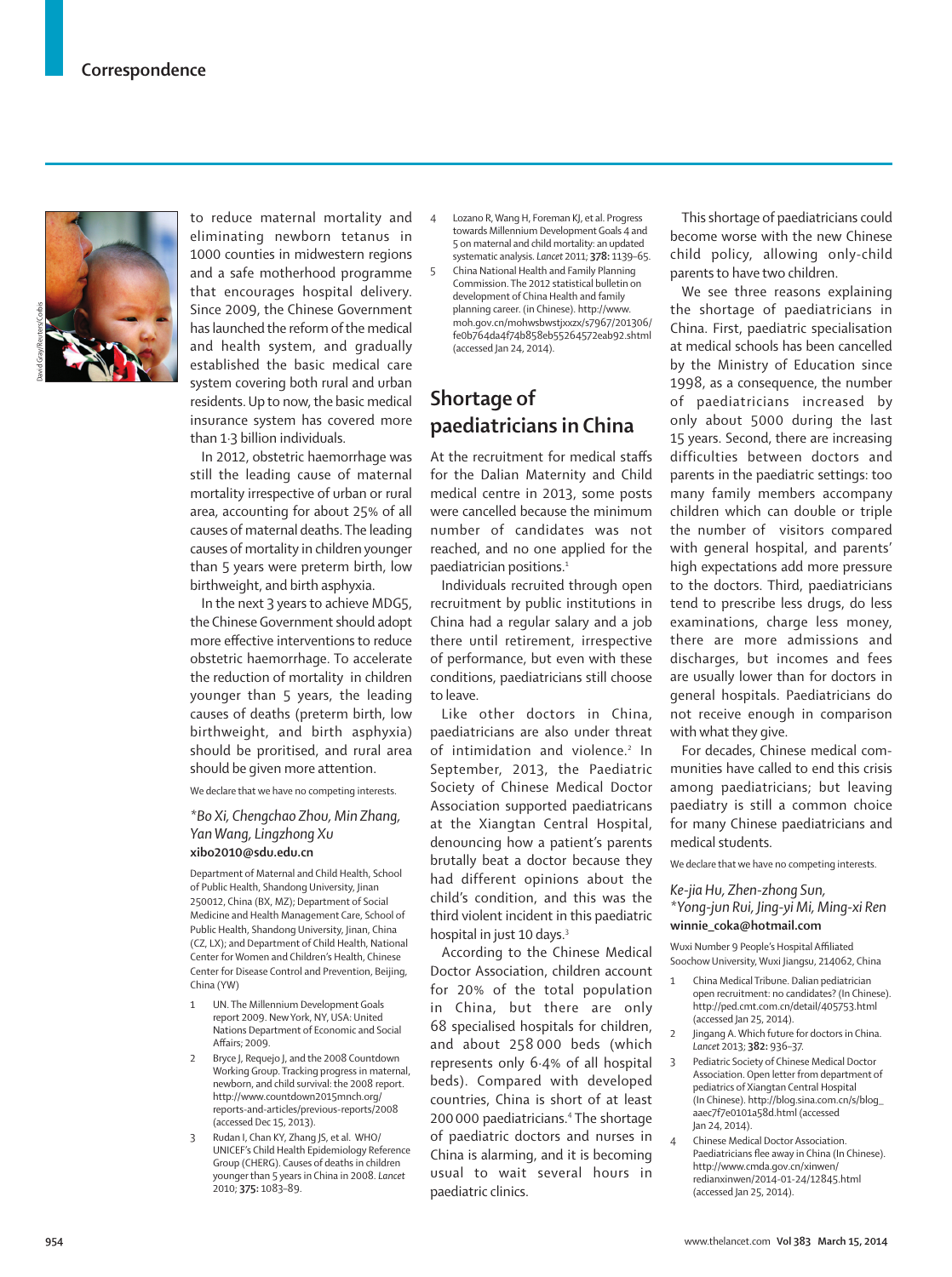to reduce maternal mortality and eliminating newborn tetanus in 1000 counties in midwestern regions and a safe motherhood programme that encourages hospital delivery. Since 2009, the Chinese Government has launched the reform of the medical and health system, and gradually established the basic medical care system covering both rural and urban residents. Up to now, the basic medical insurance system has covered more than 1·3 billion individuals.

In 2012, obstetric haemorrhage was still the leading cause of maternal mortality irrespective of urban or rural area, accounting for about 25% of all causes of maternal deaths. The leading causes of mortality in children younger than 5 years were preterm birth, low birthweight, and birth asphyxia.

In the next 3 years to achieve MDG5, the Chinese Government should adopt more effective interventions to reduce obstetric haemorrhage. To accelerate the reduction of mortality in children younger than 5 years, the leading causes of deaths (preterm birth, low birthweight, and birth asphyxia) should be proritised, and rural area should be given more attention.

We declare that we have no competing interests.

*\*Bo Xi, Chengchao Zhou, Min Zhang, Yan Wang, Lingzhong Xu*
**xibo2010@sdu.edu.cn**

Department of Maternal and Child Health, School of Public Health, Shandong University, Jinan 250012, China (BX, MZ); Department of Social Medicine and Health Management Care, School of Public Health, Shandong University, Jinan, China (CZ, LX); and Department of Child Health, National Center for Women and Children's Health, Chinese Center for Disease Control and Prevention, Beijing, China (YW)

1. UN. The Millennium Development Goals report 2009. New York, NY, USA: United Nations Department of Economic and Social Affairs; 2009.
2. Bryce J, Requejo J, and the 2008 Countdown Working Group. Tracking progress in maternal, newborn, and child survival: the 2008 report. http://www.countdown2015mnch.org/reports-and-articles/previous-reports/2008 (accessed Dec 15, 2013).
3. Rudan I, Chan KY, Zhang JS, et al. WHO/UNICEF's Child Health Epidemiology Reference Group (CHERG). Causes of deaths in children younger than 5 years in China in 2008. *Lancet* 2010; **375:** 1083–89.
4. Lozano R, Wang H, Foreman KJ, et al. Progress towards Millennium Development Goals 4 and 5 on maternal and child mortality: an updated systematic analysis. *Lancet* 2011; **378:** 1139–65.
5. China National Health and Family Planning Commission. The 2012 statistical bulletin on development of China Health and family planning career. (in Chinese). http://www.moh.gov.cn/mohwsbwstjxxzx/s7967/201306/fe0b764da4f74b858eb55264572eab92.shtml (accessed Jan 24, 2014).

## Shortage of paediatricians in China

At the recruitment for medical staffs for the Dalian Maternity and Child medical centre in 2013, some posts were cancelled because the minimum number of candidates was not reached, and no one applied for the paediatrician positions.[1]

Individuals recruited through open recruitment by public institutions in China had a regular salary and a job there until retirement, irrespective of performance, but even with these conditions, paediatricians still choose to leave.

Like other doctors in China, paediatricians are also under threat of intimidation and violence.[2] In September, 2013, the Paediatric Society of Chinese Medical Doctor Association supported paediatricans at the Xiangtan Central Hospital, denouncing how a patient's parents brutally beat a doctor because they had different opinions about the child's condition, and this was the third violent incident in this paediatric hospital in just 10 days.[3]

According to the Chinese Medical Doctor Association, children account for 20% of the total population in China, but there are only 68 specialised hospitals for children, and about 258 000 beds (which represents only 6·4% of all hospital beds). Compared with developed countries, China is short of at least 200 000 paediatricians.[4] The shortage of paediatric doctors and nurses in China is alarming, and it is becoming usual to wait several hours in paediatric clinics.

This shortage of paediatricians could become worse with the new Chinese child policy, allowing only-child parents to have two children.

We see three reasons explaining the shortage of paediatricians in China. First, paediatric specialisation at medical schools has been cancelled by the Ministry of Education since 1998, as a consequence, the number of paediatricians increased by only about 5000 during the last 15 years. Second, there are increasing difficulties between doctors and parents in the paediatric settings: too many family members accompany children which can double or triple the number of visitors compared with general hospital, and parents' high expectations add more pressure to the doctors. Third, paediatricians tend to prescribe less drugs, do less examinations, charge less money, there are more admissions and discharges, but incomes and fees are usually lower than for doctors in general hospitals. Paediatricians do not receive enough in comparison with what they give.

For decades, Chinese medical communities have called to end this crisis among paediatricians; but leaving paediatry is still a common choice for many Chinese paediatricians and medical students.

We declare that we have no competing interests.

*Ke-jia Hu, Zhen-zhong Sun, \*Yong-jun Rui, Jing-yi Mi, Ming-xi Ren*
**winnie_coka@hotmail.com**

Wuxi Number 9 People's Hospital Affiliated Soochow University, Wuxi Jiangsu, 214062, China

1. China Medical Tribune. Dalian pediatrician open recruitment: no candidates? (In Chinese). http://ped.cmt.com.cn/detail/405753.html (accessed Jan 25, 2014).
2. Jingang A. Which future for doctors in China. *Lancet* 2013; **382:** 936–37.
3. Pediatric Society of Chinese Medical Doctor Association. Open letter from department of pediatrics of Xiangtan Central Hospital (In Chinese). http://blog.sina.com.cn/s/blog_aaec7f7e0101a58d.html (accessed Jan 24, 2014).
4. Chinese Medical Doctor Association. Paediatricians flee away in China (In Chinese). http://www.cmda.gov.cn/xinwen/redianxinwen/2014-01-24/12845.html (accessed Jan 25, 2014).